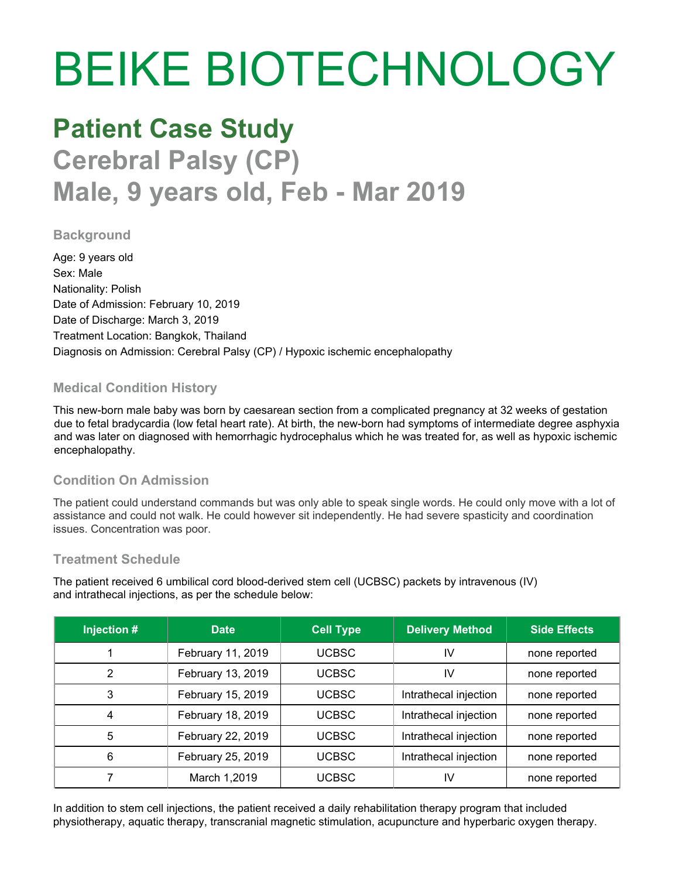# BEIKE BIOTECHNOLOGY

## Patient Case Study

## Cerebral Palsy (CP)

## Male, 9 years old, Feb - Mar 2019

### Background

Age: 9 years old
Sex: Male
Nationality: Polish
Date of Admission: February 10, 2019
Date of Discharge: March 3, 2019
Treatment Location: Bangkok, Thailand
Diagnosis on Admission: Cerebral Palsy (CP) / Hypoxic ischemic encephalopathy

### Medical Condition History

This new-born male baby was born by caesarean section from a complicated pregnancy at 32 weeks of gestation due to fetal bradycardia (low fetal heart rate). At birth, the new-born had symptoms of intermediate degree asphyxia and was later on diagnosed with hemorrhagic hydrocephalus which he was treated for, as well as hypoxic ischemic encephalopathy.

### Condition On Admission

The patient could understand commands but was only able to speak single words. He could only move with a lot of assistance and could not walk. He could however sit independently. He had severe spasticity and coordination issues. Concentration was poor.

### Treatment Schedule

The patient received 6 umbilical cord blood-derived stem cell (UCBSC) packets by intravenous (IV) and intrathecal injections, as per the schedule below:

| Injection # | Date | Cell Type | Delivery Method | Side Effects |
|---|---|---|---|---|
| 1 | February 11, 2019 | UCBSC | IV | none reported |
| 2 | February 13, 2019 | UCBSC | IV | none reported |
| 3 | February 15, 2019 | UCBSC | Intrathecal injection | none reported |
| 4 | February 18, 2019 | UCBSC | Intrathecal injection | none reported |
| 5 | February 22, 2019 | UCBSC | Intrathecal injection | none reported |
| 6 | February 25, 2019 | UCBSC | Intrathecal injection | none reported |
| 7 | March 1,2019 | UCBSC | IV | none reported |

In addition to stem cell injections, the patient received a daily rehabilitation therapy program that included physiotherapy, aquatic therapy, transcranial magnetic stimulation, acupuncture and hyperbaric oxygen therapy.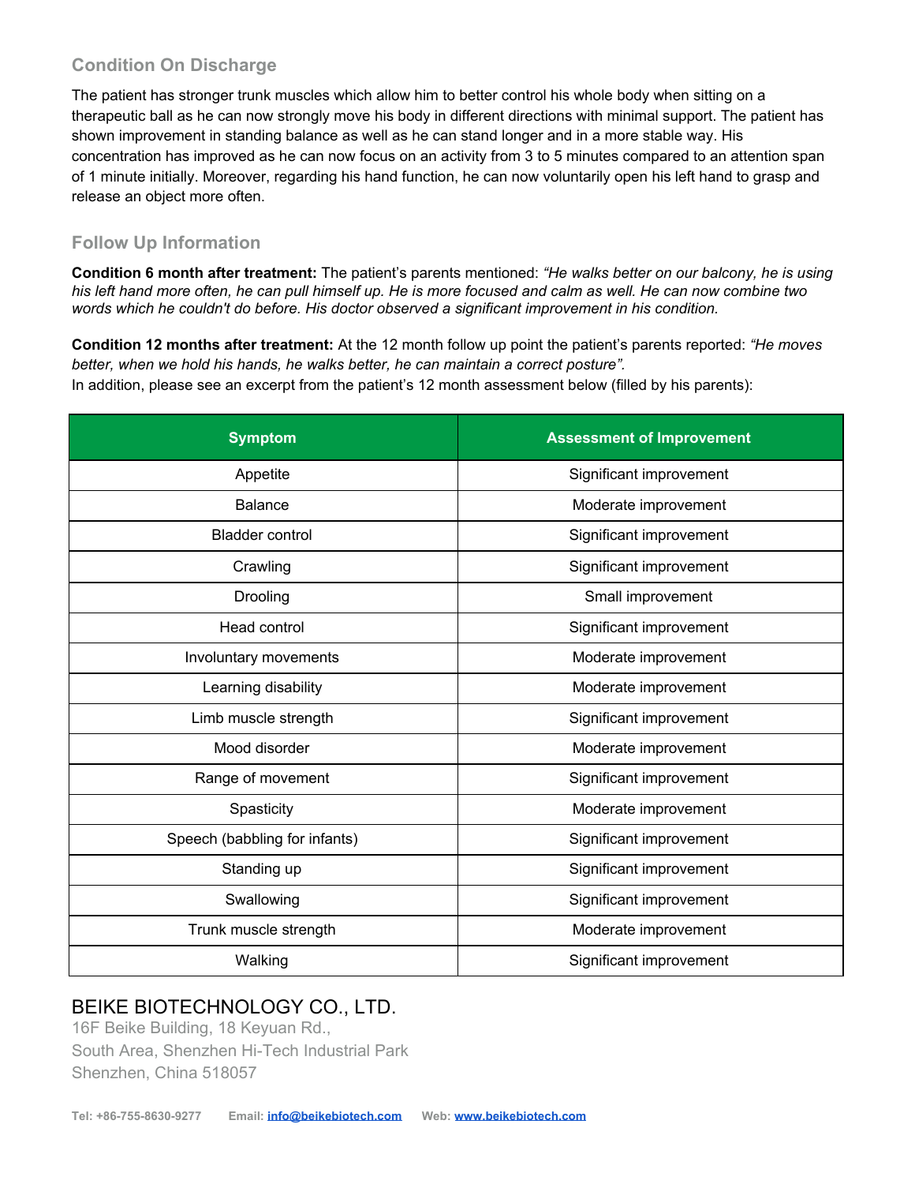## Condition On Discharge

The patient has stronger trunk muscles which allow him to better control his whole body when sitting on a therapeutic ball as he can now strongly move his body in different directions with minimal support. The patient has shown improvement in standing balance as well as he can stand longer and in a more stable way. His concentration has improved as he can now focus on an activity from 3 to 5 minutes compared to an attention span of 1 minute initially. Moreover, regarding his hand function, he can now voluntarily open his left hand to grasp and release an object more often.

## Follow Up Information

**Condition 6 month after treatment:** The patient's parents mentioned: *"He walks better on our balcony, he is using his left hand more often, he can pull himself up. He is more focused and calm as well. He can now combine two words which he couldn't do before. His doctor observed a significant improvement in his condition.*

**Condition 12 months after treatment:** At the 12 month follow up point the patient's parents reported: *"He moves better, when we hold his hands, he walks better, he can maintain a correct posture".*
In addition, please see an excerpt from the patient's 12 month assessment below (filled by his parents):

| Symptom | Assessment of Improvement |
|---|---|
| Appetite | Significant improvement |
| Balance | Moderate improvement |
| Bladder control | Significant improvement |
| Crawling | Significant improvement |
| Drooling | Small improvement |
| Head control | Significant improvement |
| Involuntary movements | Moderate improvement |
| Learning disability | Moderate improvement |
| Limb muscle strength | Significant improvement |
| Mood disorder | Moderate improvement |
| Range of movement | Significant improvement |
| Spasticity | Moderate improvement |
| Speech (babbling for infants) | Significant improvement |
| Standing up | Significant improvement |
| Swallowing | Significant improvement |
| Trunk muscle strength | Moderate improvement |
| Walking | Significant improvement |

BEIKE BIOTECHNOLOGY CO., LTD.
16F Beike Building, 18 Keyuan Rd.,
South Area, Shenzhen Hi-Tech Industrial Park
Shenzhen, China 518057

**Tel:** +86-755-8630-9277 **Email:** info@beikebiotech.com **Web:** www.beikebiotech.com